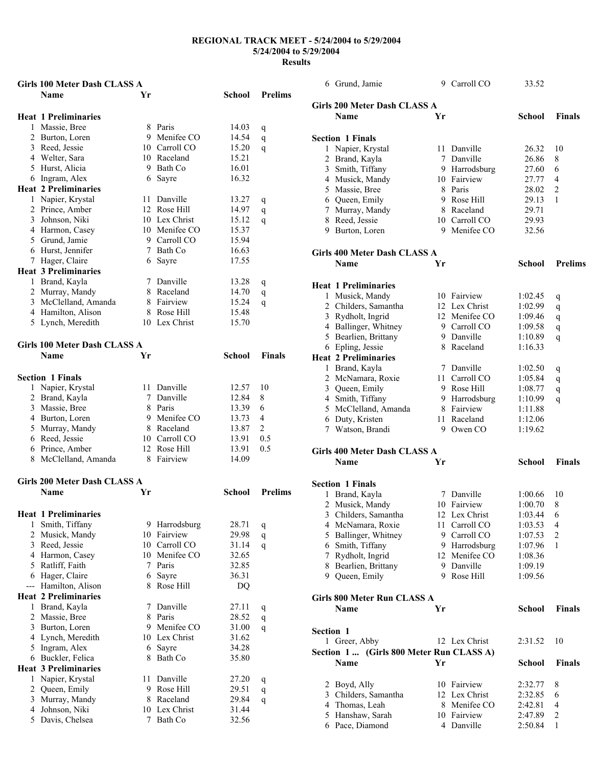# REGIONAL TRACK MEET - 5/24/2004 to 5/29/2004
## 5/24/2004 to 5/29/2004
## Results

### Girls 100 Meter Dash CLASS A

| | Name | Yr | School | Prelims | |
|---|---|---|---|---|---|
| **Heat 1 Preliminaries** | | | | | |
| 1 | Massie, Bree | 8 | Paris | 14.03 | q |
| 2 | Burton, Loren | 9 | Menifee CO | 14.54 | q |
| 3 | Reed, Jessie | 10 | Carroll CO | 15.20 | q |
| 4 | Welter, Sara | 10 | Raceland | 15.21 | |
| 5 | Hurst, Alicia | 9 | Bath Co | 16.01 | |
| 6 | Ingram, Alex | 6 | Sayre | 16.32 | |
| **Heat 2 Preliminaries** | | | | | |
| 1 | Napier, Krystal | 11 | Danville | 13.27 | q |
| 2 | Prince, Amber | 12 | Rose Hill | 14.97 | q |
| 3 | Johnson, Niki | 10 | Lex Christ | 15.12 | q |
| 4 | Harmon, Casey | 10 | Menifee CO | 15.37 | |
| 5 | Grund, Jamie | 9 | Carroll CO | 15.94 | |
| 6 | Hurst, Jennifer | 7 | Bath Co | 16.63 | |
| 7 | Hager, Claire | 6 | Sayre | 17.55 | |
| **Heat 3 Preliminaries** | | | | | |
| 1 | Brand, Kayla | 7 | Danville | 13.28 | q |
| 2 | Murray, Mandy | 8 | Raceland | 14.70 | q |
| 3 | McClelland, Amanda | 8 | Fairview | 15.24 | q |
| 4 | Hamilton, Alison | 8 | Rose Hill | 15.48 | |
| 5 | Lynch, Meredith | 10 | Lex Christ | 15.70 | |

### Girls 100 Meter Dash CLASS A

| | Name | Yr | School | Finals | |
|---|---|---|---|---|---|
| **Section 1 Finals** | | | | | |
| 1 | Napier, Krystal | 11 | Danville | 12.57 | 10 |
| 2 | Brand, Kayla | 7 | Danville | 12.84 | 8 |
| 3 | Massie, Bree | 8 | Paris | 13.39 | 6 |
| 4 | Burton, Loren | 9 | Menifee CO | 13.73 | 4 |
| 5 | Murray, Mandy | 8 | Raceland | 13.87 | 2 |
| 6 | Reed, Jessie | 10 | Carroll CO | 13.91 | 0.5 |
| 6 | Prince, Amber | 12 | Rose Hill | 13.91 | 0.5 |
| 8 | McClelland, Amanda | 8 | Fairview | 14.09 | |

### Girls 200 Meter Dash CLASS A

| | Name | Yr | School | Prelims | |
|---|---|---|---|---|---|
| **Heat 1 Preliminaries** | | | | | |
| 1 | Smith, Tiffany | 9 | Harrodsburg | 28.71 | q |
| 2 | Musick, Mandy | 10 | Fairview | 29.98 | q |
| 3 | Reed, Jessie | 10 | Carroll CO | 31.14 | q |
| 4 | Harmon, Casey | 10 | Menifee CO | 32.65 | |
| 5 | Ratliff, Faith | 7 | Paris | 32.85 | |
| 6 | Hager, Claire | 6 | Sayre | 36.31 | |
| --- | Hamilton, Alison | 8 | Rose Hill | DQ | |
| **Heat 2 Preliminaries** | | | | | |
| 1 | Brand, Kayla | 7 | Danville | 27.11 | q |
| 2 | Massie, Bree | 8 | Paris | 28.52 | q |
| 3 | Burton, Loren | 9 | Menifee CO | 31.00 | q |
| 4 | Lynch, Meredith | 10 | Lex Christ | 31.62 | |
| 5 | Ingram, Alex | 6 | Sayre | 34.28 | |
| 6 | Buckler, Felica | 8 | Bath Co | 35.80 | |
| **Heat 3 Preliminaries** | | | | | |
| 1 | Napier, Krystal | 11 | Danville | 27.20 | q |
| 2 | Queen, Emily | 9 | Rose Hill | 29.51 | q |
| 3 | Murray, Mandy | 8 | Raceland | 29.84 | q |
| 4 | Johnson, Niki | 10 | Lex Christ | 31.44 | |
| 5 | Davis, Chelsea | 7 | Bath Co | 32.56 | |
| 6 | Grund, Jamie | 9 | Carroll CO | 33.52 | |

### Girls 200 Meter Dash CLASS A

| | Name | Yr | School | Finals | |
|---|---|---|---|---|---|
| **Section 1 Finals** | | | | | |
| 1 | Napier, Krystal | 11 | Danville | 26.32 | 10 |
| 2 | Brand, Kayla | 7 | Danville | 26.86 | 8 |
| 3 | Smith, Tiffany | 9 | Harrodsburg | 27.60 | 6 |
| 4 | Musick, Mandy | 10 | Fairview | 27.77 | 4 |
| 5 | Massie, Bree | 8 | Paris | 28.02 | 2 |
| 6 | Queen, Emily | 9 | Rose Hill | 29.13 | 1 |
| 7 | Murray, Mandy | 8 | Raceland | 29.71 | |
| 8 | Reed, Jessie | 10 | Carroll CO | 29.93 | |
| 9 | Burton, Loren | 9 | Menifee CO | 32.56 | |

### Girls 400 Meter Dash CLASS A

| | Name | Yr | School | Prelims | |
|---|---|---|---|---|---|
| **Heat 1 Preliminaries** | | | | | |
| 1 | Musick, Mandy | 10 | Fairview | 1:02.45 | q |
| 2 | Childers, Samantha | 12 | Lex Christ | 1:02.99 | q |
| 3 | Rydholt, Ingrid | 12 | Menifee CO | 1:09.46 | q |
| 4 | Ballinger, Whitney | 9 | Carroll CO | 1:09.58 | q |
| 5 | Bearlien, Brittany | 9 | Danville | 1:10.89 | q |
| 6 | Epling, Jessie | 8 | Raceland | 1:16.33 | |
| **Heat 2 Preliminaries** | | | | | |
| 1 | Brand, Kayla | 7 | Danville | 1:02.50 | q |
| 2 | McNamara, Roxie | 11 | Carroll CO | 1:05.84 | q |
| 3 | Queen, Emily | 9 | Rose Hill | 1:08.77 | q |
| 4 | Smith, Tiffany | 9 | Harrodsburg | 1:10.99 | q |
| 5 | McClelland, Amanda | 8 | Fairview | 1:11.88 | |
| 6 | Duty, Kristen | 11 | Raceland | 1:12.06 | |
| 7 | Watson, Brandi | 9 | Owen CO | 1:19.62 | |

### Girls 400 Meter Dash CLASS A

| | Name | Yr | School | Finals | |
|---|---|---|---|---|---|
| **Section 1 Finals** | | | | | |
| 1 | Brand, Kayla | 7 | Danville | 1:00.66 | 10 |
| 2 | Musick, Mandy | 10 | Fairview | 1:00.70 | 8 |
| 3 | Childers, Samantha | 12 | Lex Christ | 1:03.44 | 6 |
| 4 | McNamara, Roxie | 11 | Carroll CO | 1:03.53 | 4 |
| 5 | Ballinger, Whitney | 9 | Carroll CO | 1:07.53 | 2 |
| 6 | Smith, Tiffany | 9 | Harrodsburg | 1:07.98 | 1 |
| 7 | Rydholt, Ingrid | 12 | Menifee CO | 1:08.36 | |
| 8 | Bearlien, Brittany | 9 | Danville | 1:09.19 | |
| 9 | Queen, Emily | 9 | Rose Hill | 1:09.56 | |

### Girls 800 Meter Run CLASS A

| | Name | Yr | School | Finals | |
|---|---|---|---|---|---|
| **Section 1** | | | | | |
| 1 | Greer, Abby | 12 | Lex Christ | 2:31.52 | 10 |
| **Section 1 ... (Girls 800 Meter Run CLASS A)** | | | | | |
| 2 | Boyd, Ally | 10 | Fairview | 2:32.77 | 8 |
| 3 | Childers, Samantha | 12 | Lex Christ | 2:32.85 | 6 |
| 4 | Thomas, Leah | 8 | Menifee CO | 2:42.81 | 4 |
| 5 | Hanshaw, Sarah | 10 | Fairview | 2:47.89 | 2 |
| 6 | Pace, Diamond | 4 | Danville | 2:50.84 | 1 |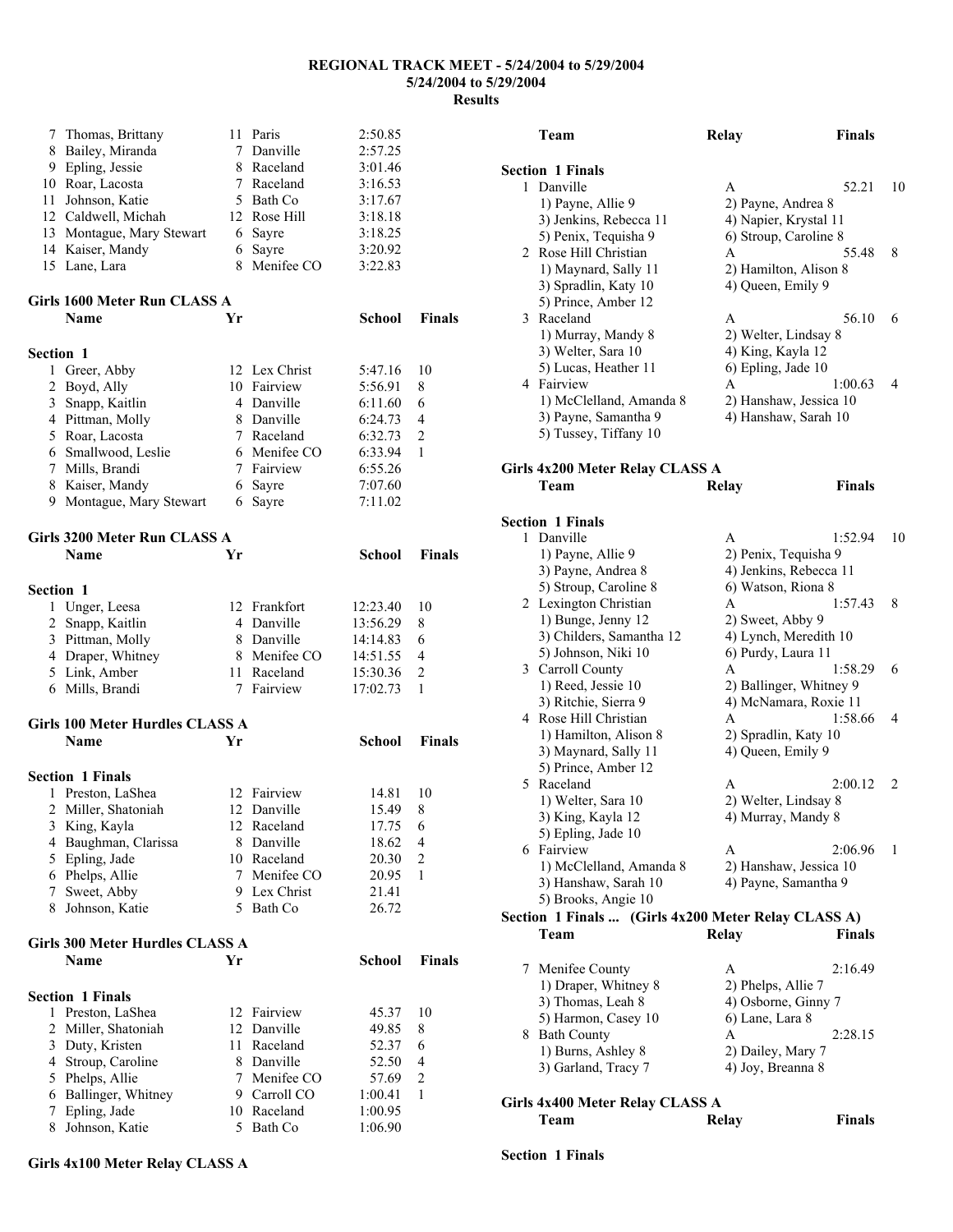# REGIONAL TRACK MEET - 5/24/2004 to 5/29/2004

**5/24/2004 to 5/29/2004**

**Results**

| | Name | Yr | School | Finals | |
|---|---|---|---|---|---|
| 7 | Thomas, Brittany | 11 | Paris | 2:50.85 | |
| 8 | Bailey, Miranda | 7 | Danville | 2:57.25 | |
| 9 | Epling, Jessie | 8 | Raceland | 3:01.46 | |
| 10 | Roar, Lacosta | 7 | Raceland | 3:16.53 | |
| 11 | Johnson, Katie | 5 | Bath Co | 3:17.67 | |
| 12 | Caldwell, Michah | 12 | Rose Hill | 3:18.18 | |
| 13 | Montague, Mary Stewart | 6 | Sayre | 3:18.25 | |
| 14 | Kaiser, Mandy | 6 | Sayre | 3:20.92 | |
| 15 | Lane, Lara | 8 | Menifee CO | 3:22.83 | |

## Girls 1600 Meter Run CLASS A

**Section 1**

| | Name | Yr | School | Finals | |
|---|---|---|---|---|---|
| 1 | Greer, Abby | 12 | Lex Christ | 5:47.16 | 10 |
| 2 | Boyd, Ally | 10 | Fairview | 5:56.91 | 8 |
| 3 | Snapp, Kaitlin | 4 | Danville | 6:11.60 | 6 |
| 4 | Pittman, Molly | 8 | Danville | 6:24.73 | 4 |
| 5 | Roar, Lacosta | 7 | Raceland | 6:32.73 | 2 |
| 6 | Smallwood, Leslie | 6 | Menifee CO | 6:33.94 | 1 |
| 7 | Mills, Brandi | 7 | Fairview | 6:55.26 | |
| 8 | Kaiser, Mandy | 6 | Sayre | 7:07.60 | |
| 9 | Montague, Mary Stewart | 6 | Sayre | 7:11.02 | |

## Girls 3200 Meter Run CLASS A

**Section 1**

| | Name | Yr | School | Finals | |
|---|---|---|---|---|---|
| 1 | Unger, Leesa | 12 | Frankfort | 12:23.40 | 10 |
| 2 | Snapp, Kaitlin | 4 | Danville | 13:56.29 | 8 |
| 3 | Pittman, Molly | 8 | Danville | 14:14.83 | 6 |
| 4 | Draper, Whitney | 8 | Menifee CO | 14:51.55 | 4 |
| 5 | Link, Amber | 11 | Raceland | 15:30.36 | 2 |
| 6 | Mills, Brandi | 7 | Fairview | 17:02.73 | 1 |

## Girls 100 Meter Hurdles CLASS A

**Section 1 Finals**

| | Name | Yr | School | Finals | |
|---|---|---|---|---|---|
| 1 | Preston, LaShea | 12 | Fairview | 14.81 | 10 |
| 2 | Miller, Shatoniah | 12 | Danville | 15.49 | 8 |
| 3 | King, Kayla | 12 | Raceland | 17.75 | 6 |
| 4 | Baughman, Clarissa | 8 | Danville | 18.62 | 4 |
| 5 | Epling, Jade | 10 | Raceland | 20.30 | 2 |
| 6 | Phelps, Allie | 7 | Menifee CO | 20.95 | 1 |
| 7 | Sweet, Abby | 9 | Lex Christ | 21.41 | |
| 8 | Johnson, Katie | 5 | Bath Co | 26.72 | |

## Girls 300 Meter Hurdles CLASS A

**Section 1 Finals**

| | Name | Yr | School | Finals | |
|---|---|---|---|---|---|
| 1 | Preston, LaShea | 12 | Fairview | 45.37 | 10 |
| 2 | Miller, Shatoniah | 12 | Danville | 49.85 | 8 |
| 3 | Duty, Kristen | 11 | Raceland | 52.37 | 6 |
| 4 | Stroup, Caroline | 8 | Danville | 52.50 | 4 |
| 5 | Phelps, Allie | 7 | Menifee CO | 57.69 | 2 |
| 6 | Ballinger, Whitney | 9 | Carroll CO | 1:00.41 | 1 |
| 7 | Epling, Jade | 10 | Raceland | 1:00.95 | |
| 8 | Johnson, Katie | 5 | Bath Co | 1:06.90 | |

## Girls 4x100 Meter Relay CLASS A

**Section 1 Finals**

| | Team | Relay | Finals | |
|---|---|---|---|---|
| 1 | Danville | A | 52.21 | 10 |
| | 1) Payne, Allie 9 | 2) Payne, Andrea 8 | | |
| | 3) Jenkins, Rebecca 11 | 4) Napier, Krystal 11 | | |
| | 5) Penix, Tequisha 9 | 6) Stroup, Caroline 8 | | |
| 2 | Rose Hill Christian | A | 55.48 | 8 |
| | 1) Maynard, Sally 11 | 2) Hamilton, Alison 8 | | |
| | 3) Spradlin, Katy 10 | 4) Queen, Emily 9 | | |
| | 5) Prince, Amber 12 | | | |
| 3 | Raceland | A | 56.10 | 6 |
| | 1) Murray, Mandy 8 | 2) Welter, Lindsay 8 | | |
| | 3) Welter, Sara 10 | 4) King, Kayla 12 | | |
| | 5) Lucas, Heather 11 | 6) Epling, Jade 10 | | |
| 4 | Fairview | A | 1:00.63 | 4 |
| | 1) McClelland, Amanda 8 | 2) Hanshaw, Jessica 10 | | |
| | 3) Payne, Samantha 9 | 4) Hanshaw, Sarah 10 | | |
| | 5) Tussey, Tiffany 10 | | | |

## Girls 4x200 Meter Relay CLASS A

**Section 1 Finals**

| | Team | Relay | Finals | |
|---|---|---|---|---|
| 1 | Danville | A | 1:52.94 | 10 |
| | 1) Payne, Allie 9 | 2) Penix, Tequisha 9 | | |
| | 3) Payne, Andrea 8 | 4) Jenkins, Rebecca 11 | | |
| | 5) Stroup, Caroline 8 | 6) Watson, Riona 8 | | |
| 2 | Lexington Christian | A | 1:57.43 | 8 |
| | 1) Bunge, Jenny 12 | 2) Sweet, Abby 9 | | |
| | 3) Childers, Samantha 12 | 4) Lynch, Meredith 10 | | |
| | 5) Johnson, Niki 10 | 6) Purdy, Laura 11 | | |
| 3 | Carroll County | A | 1:58.29 | 6 |
| | 1) Reed, Jessie 10 | 2) Ballinger, Whitney 9 | | |
| | 3) Ritchie, Sierra 9 | 4) McNamara, Roxie 11 | | |
| 4 | Rose Hill Christian | A | 1:58.66 | 4 |
| | 1) Hamilton, Alison 8 | 2) Spradlin, Katy 10 | | |
| | 3) Maynard, Sally 11 | 4) Queen, Emily 9 | | |
| | 5) Prince, Amber 12 | | | |
| 5 | Raceland | A | 2:00.12 | 2 |
| | 1) Welter, Sara 10 | 2) Welter, Lindsay 8 | | |
| | 3) King, Kayla 12 | 4) Murray, Mandy 8 | | |
| | 5) Epling, Jade 10 | | | |
| 6 | Fairview | A | 2:06.96 | 1 |
| | 1) McClelland, Amanda 8 | 2) Hanshaw, Jessica 10 | | |
| | 3) Hanshaw, Sarah 10 | 4) Payne, Samantha 9 | | |
| | 5) Brooks, Angie 10 | | | |
| 7 | Menifee County | A | 2:16.49 | |
| | 1) Draper, Whitney 8 | 2) Phelps, Allie 7 | | |
| | 3) Thomas, Leah 8 | 4) Osborne, Ginny 7 | | |
| | 5) Harmon, Casey 10 | 6) Lane, Lara 8 | | |
| 8 | Bath County | A | 2:28.15 | |
| | 1) Burns, Ashley 8 | 2) Dailey, Mary 7 | | |
| | 3) Garland, Tracy 7 | 4) Joy, Breanna 8 | | |

## Girls 4x400 Meter Relay CLASS A

| Team | Relay | Finals |
|---|---|---|

**Section 1 Finals**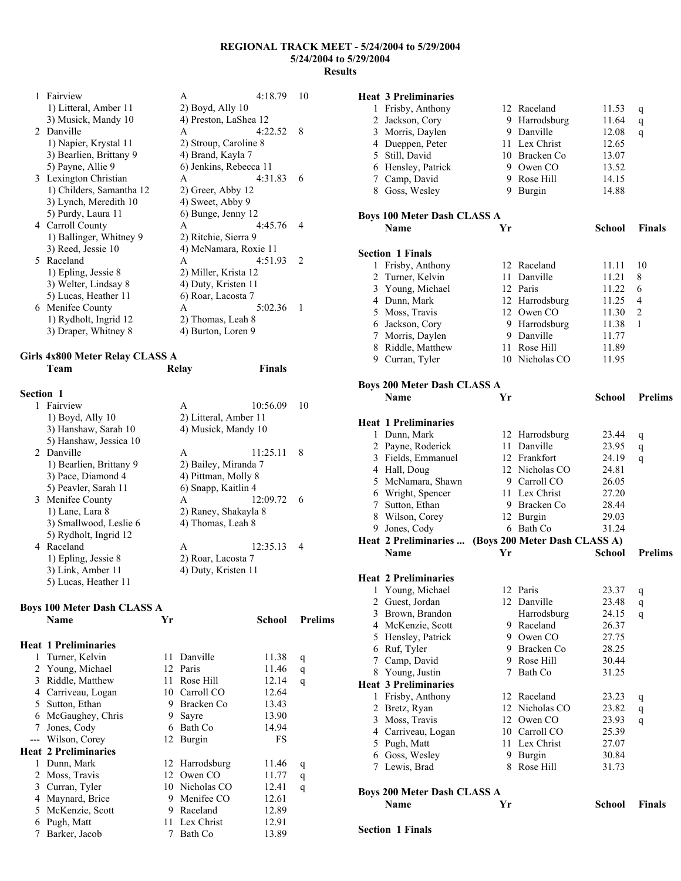# REGIONAL TRACK MEET - 5/24/2004 to 5/29/2004

**5/24/2004 to 5/29/2004**

**Results**

| Place | Team | Relay | Finals | Points |
|---|---|---|---|---|
| 1 | Fairview | A | 4:18.79 | 10 |
| | 1) Litteral, Amber 11 | 2) Boyd, Ally 10 | | |
| | 3) Musick, Mandy 10 | 4) Preston, LaShea 12 | | |
| 2 | Danville | A | 4:22.52 | 8 |
| | 1) Napier, Krystal 11 | 2) Stroup, Caroline 8 | | |
| | 3) Bearlien, Brittany 9 | 4) Brand, Kayla 7 | | |
| | 5) Payne, Allie 9 | 6) Jenkins, Rebecca 11 | | |
| 3 | Lexington Christian | A | 4:31.83 | 6 |
| | 1) Childers, Samantha 12 | 2) Greer, Abby 12 | | |
| | 3) Lynch, Meredith 10 | 4) Sweet, Abby 9 | | |
| | 5) Purdy, Laura 11 | 6) Bunge, Jenny 12 | | |
| 4 | Carroll County | A | 4:45.76 | 4 |
| | 1) Ballinger, Whitney 9 | 2) Ritchie, Sierra 9 | | |
| | 3) Reed, Jessie 10 | 4) McNamara, Roxie 11 | | |
| 5 | Raceland | A | 4:51.93 | 2 |
| | 1) Epling, Jessie 8 | 2) Miller, Krista 12 | | |
| | 3) Welter, Lindsay 8 | 4) Duty, Kristen 11 | | |
| | 5) Lucas, Heather 11 | 6) Roar, Lacosta 7 | | |
| 6 | Menifee County | A | 5:02.36 | 1 |
| | 1) Rydholt, Ingrid 12 | 2) Thomas, Leah 8 | | |
| | 3) Draper, Whitney 8 | 4) Burton, Loren 9 | | |

## Girls 4x800 Meter Relay CLASS A

**Section 1**

| Place | Team | Relay | Finals | Points |
|---|---|---|---|---|
| 1 | Fairview | A | 10:56.09 | 10 |
| | 1) Boyd, Ally 10 | 2) Litteral, Amber 11 | | |
| | 3) Hanshaw, Sarah 10 | 4) Musick, Mandy 10 | | |
| | 5) Hanshaw, Jessica 10 | | | |
| 2 | Danville | A | 11:25.11 | 8 |
| | 1) Bearlien, Brittany 9 | 2) Bailey, Miranda 7 | | |
| | 3) Pace, Diamond 4 | 4) Pittman, Molly 8 | | |
| | 5) Peavler, Sarah 11 | 6) Snapp, Kaitlin 4 | | |
| 3 | Menifee County | A | 12:09.72 | 6 |
| | 1) Lane, Lara 8 | 2) Raney, Shakayla 8 | | |
| | 3) Smallwood, Leslie 6 | 4) Thomas, Leah 8 | | |
| | 5) Rydholt, Ingrid 12 | | | |
| 4 | Raceland | A | 12:35.13 | 4 |
| | 1) Epling, Jessie 8 | 2) Roar, Lacosta 7 | | |
| | 3) Link, Amber 11 | 4) Duty, Kristen 11 | | |
| | 5) Lucas, Heather 11 | | | |

## Boys 100 Meter Dash CLASS A

| Place | Name | Yr | School | Prelims | |
|---|---|---|---|---|---|
| **Heat 1 Preliminaries** | | | | | |
| 1 | Turner, Kelvin | 11 | Danville | 11.38 | q |
| 2 | Young, Michael | 12 | Paris | 11.46 | q |
| 3 | Riddle, Matthew | 11 | Rose Hill | 12.14 | q |
| 4 | Carriveau, Logan | 10 | Carroll CO | 12.64 | |
| 5 | Sutton, Ethan | 9 | Bracken Co | 13.43 | |
| 6 | McGaughey, Chris | 9 | Sayre | 13.90 | |
| 7 | Jones, Cody | 6 | Bath Co | 14.94 | |
| --- | Wilson, Corey | 12 | Burgin | FS | |
| **Heat 2 Preliminaries** | | | | | |
| 1 | Dunn, Mark | 12 | Harrodsburg | 11.46 | q |
| 2 | Moss, Travis | 12 | Owen CO | 11.77 | q |
| 3 | Curran, Tyler | 10 | Nicholas CO | 12.41 | q |
| 4 | Maynard, Brice | 9 | Menifee CO | 12.61 | |
| 5 | McKenzie, Scott | 9 | Raceland | 12.89 | |
| 6 | Pugh, Matt | 11 | Lex Christ | 12.91 | |
| 7 | Barker, Jacob | 7 | Bath Co | 13.89 | |
| **Heat 3 Preliminaries** | | | | | |
| 1 | Frisby, Anthony | 12 | Raceland | 11.53 | q |
| 2 | Jackson, Cory | 9 | Harrodsburg | 11.64 | q |
| 3 | Morris, Daylen | 9 | Danville | 12.08 | q |
| 4 | Dueppen, Peter | 11 | Lex Christ | 12.65 | |
| 5 | Still, David | 10 | Bracken Co | 13.07 | |
| 6 | Hensley, Patrick | 9 | Owen CO | 13.52 | |
| 7 | Camp, David | 9 | Rose Hill | 14.15 | |
| 8 | Goss, Wesley | 9 | Burgin | 14.88 | |

## Boys 100 Meter Dash CLASS A

**Section 1 Finals**

| Place | Name | Yr | School | Finals | Points |
|---|---|---|---|---|---|
| 1 | Frisby, Anthony | 12 | Raceland | 11.11 | 10 |
| 2 | Turner, Kelvin | 11 | Danville | 11.21 | 8 |
| 3 | Young, Michael | 12 | Paris | 11.22 | 6 |
| 4 | Dunn, Mark | 12 | Harrodsburg | 11.25 | 4 |
| 5 | Moss, Travis | 12 | Owen CO | 11.30 | 2 |
| 6 | Jackson, Cory | 9 | Harrodsburg | 11.38 | 1 |
| 7 | Morris, Daylen | 9 | Danville | 11.77 | |
| 8 | Riddle, Matthew | 11 | Rose Hill | 11.89 | |
| 9 | Curran, Tyler | 10 | Nicholas CO | 11.95 | |

## Boys 200 Meter Dash CLASS A

| Place | Name | Yr | School | Prelims | |
|---|---|---|---|---|---|
| **Heat 1 Preliminaries** | | | | | |
| 1 | Dunn, Mark | 12 | Harrodsburg | 23.44 | q |
| 2 | Payne, Roderick | 11 | Danville | 23.95 | q |
| 3 | Fields, Emmanuel | 12 | Frankfort | 24.19 | q |
| 4 | Hall, Doug | 12 | Nicholas CO | 24.81 | |
| 5 | McNamara, Shawn | 9 | Carroll CO | 26.05 | |
| 6 | Wright, Spencer | 11 | Lex Christ | 27.20 | |
| 7 | Sutton, Ethan | 9 | Bracken Co | 28.44 | |
| 8 | Wilson, Corey | 12 | Burgin | 29.03 | |
| 9 | Jones, Cody | 6 | Bath Co | 31.24 | |
| **Heat 2 Preliminaries** | | | | | |
| 1 | Young, Michael | 12 | Paris | 23.37 | q |
| 2 | Guest, Jordan | 12 | Danville | 23.48 | q |
| 3 | Brown, Brandon | | Harrodsburg | 24.15 | q |
| 4 | McKenzie, Scott | 9 | Raceland | 26.37 | |
| 5 | Hensley, Patrick | 9 | Owen CO | 27.75 | |
| 6 | Ruf, Tyler | 9 | Bracken Co | 28.25 | |
| 7 | Camp, David | 9 | Rose Hill | 30.44 | |
| 8 | Young, Justin | 7 | Bath Co | 31.25 | |
| **Heat 3 Preliminaries** | | | | | |
| 1 | Frisby, Anthony | 12 | Raceland | 23.23 | q |
| 2 | Bretz, Ryan | 12 | Nicholas CO | 23.82 | q |
| 3 | Moss, Travis | 12 | Owen CO | 23.93 | q |
| 4 | Carriveau, Logan | 10 | Carroll CO | 25.39 | |
| 5 | Pugh, Matt | 11 | Lex Christ | 27.07 | |
| 6 | Goss, Wesley | 9 | Burgin | 30.84 | |
| 7 | Lewis, Brad | 8 | Rose Hill | 31.73 | |

## Boys 200 Meter Dash CLASS A

| Name | Yr | School | Finals |
|---|---|---|---|

**Section 1 Finals**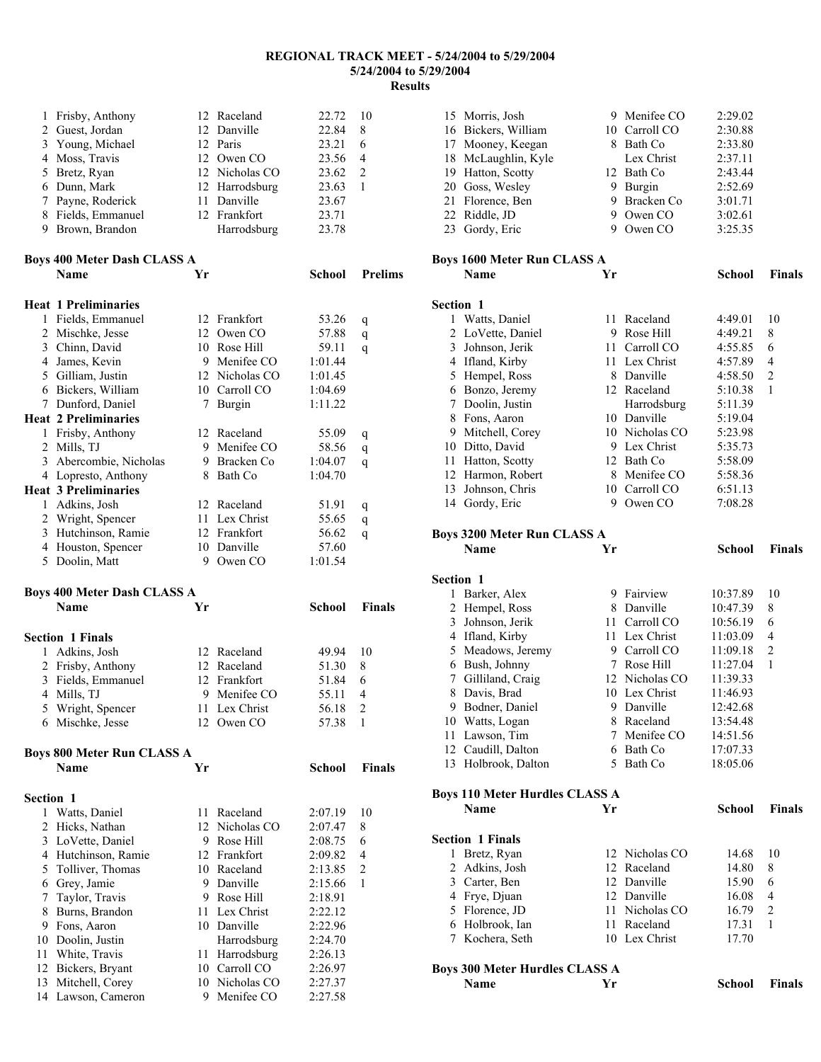# REGIONAL TRACK MEET - 5/24/2004 to 5/29/2004

**5/24/2004 to 5/29/2004**

**Results**

| | Name | Yr | School | | |
|---|---|---|---|---|---|
| 1 | Frisby, Anthony | 12 | Raceland | 22.72 | 10 |
| 2 | Guest, Jordan | 12 | Danville | 22.84 | 8 |
| 3 | Young, Michael | 12 | Paris | 23.21 | 6 |
| 4 | Moss, Travis | 12 | Owen CO | 23.56 | 4 |
| 5 | Bretz, Ryan | 12 | Nicholas CO | 23.62 | 2 |
| 6 | Dunn, Mark | 12 | Harrodsburg | 23.63 | 1 |
| 7 | Payne, Roderick | 11 | Danville | 23.67 | |
| 8 | Fields, Emmanuel | 12 | Frankfort | 23.71 | |
| 9 | Brown, Brandon | | Harrodsburg | 23.78 | |

**Boys 400 Meter Dash CLASS A**

| | Name | Yr | School | Prelims | |
|---|---|---|---|---|---|
| **Heat 1 Preliminaries** | | | | | |
| 1 | Fields, Emmanuel | 12 | Frankfort | 53.26 | q |
| 2 | Mischke, Jesse | 12 | Owen CO | 57.88 | q |
| 3 | Chinn, David | 10 | Rose Hill | 59.11 | q |
| 4 | James, Kevin | 9 | Menifee CO | 1:01.44 | |
| 5 | Gilliam, Justin | 12 | Nicholas CO | 1:01.45 | |
| 6 | Bickers, William | 10 | Carroll CO | 1:04.69 | |
| 7 | Dunford, Daniel | 7 | Burgin | 1:11.22 | |
| **Heat 2 Preliminaries** | | | | | |
| 1 | Frisby, Anthony | 12 | Raceland | 55.09 | q |
| 2 | Mills, TJ | 9 | Menifee CO | 58.56 | q |
| 3 | Abercombie, Nicholas | 9 | Bracken Co | 1:04.07 | q |
| 4 | Lopresto, Anthony | 8 | Bath Co | 1:04.70 | |
| **Heat 3 Preliminaries** | | | | | |
| 1 | Adkins, Josh | 12 | Raceland | 51.91 | q |
| 2 | Wright, Spencer | 11 | Lex Christ | 55.65 | q |
| 3 | Hutchinson, Ramie | 12 | Frankfort | 56.62 | q |
| 4 | Houston, Spencer | 10 | Danville | 57.60 | |
| 5 | Doolin, Matt | 9 | Owen CO | 1:01.54 | |

**Boys 400 Meter Dash CLASS A**

| | Name | Yr | School | Finals | |
|---|---|---|---|---|---|
| **Section 1 Finals** | | | | | |
| 1 | Adkins, Josh | 12 | Raceland | 49.94 | 10 |
| 2 | Frisby, Anthony | 12 | Raceland | 51.30 | 8 |
| 3 | Fields, Emmanuel | 12 | Frankfort | 51.84 | 6 |
| 4 | Mills, TJ | 9 | Menifee CO | 55.11 | 4 |
| 5 | Wright, Spencer | 11 | Lex Christ | 56.18 | 2 |
| 6 | Mischke, Jesse | 12 | Owen CO | 57.38 | 1 |

**Boys 800 Meter Run CLASS A**

| | Name | Yr | School | Finals | |
|---|---|---|---|---|---|
| **Section 1** | | | | | |
| 1 | Watts, Daniel | 11 | Raceland | 2:07.19 | 10 |
| 2 | Hicks, Nathan | 12 | Nicholas CO | 2:07.47 | 8 |
| 3 | LoVette, Daniel | 9 | Rose Hill | 2:08.75 | 6 |
| 4 | Hutchinson, Ramie | 12 | Frankfort | 2:09.82 | 4 |
| 5 | Tolliver, Thomas | 10 | Raceland | 2:13.85 | 2 |
| 6 | Grey, Jamie | 9 | Danville | 2:15.66 | 1 |
| 7 | Taylor, Travis | 9 | Rose Hill | 2:18.91 | |
| 8 | Burns, Brandon | 11 | Lex Christ | 2:22.12 | |
| 9 | Fons, Aaron | 10 | Danville | 2:22.96 | |
| 10 | Doolin, Justin | | Harrodsburg | 2:24.70 | |
| 11 | White, Travis | 11 | Harrodsburg | 2:26.13 | |
| 12 | Bickers, Bryant | 10 | Carroll CO | 2:26.97 | |
| 13 | Mitchell, Corey | 10 | Nicholas CO | 2:27.37 | |
| 14 | Lawson, Cameron | 9 | Menifee CO | 2:27.58 | |
| 15 | Morris, Josh | 9 | Menifee CO | 2:29.02 | |
| 16 | Bickers, William | 10 | Carroll CO | 2:30.88 | |
| 17 | Mooney, Keegan | 8 | Bath Co | 2:33.80 | |
| 18 | McLaughlin, Kyle | | Lex Christ | 2:37.11 | |
| 19 | Hatton, Scotty | 12 | Bath Co | 2:43.44 | |
| 20 | Goss, Wesley | 9 | Burgin | 2:52.69 | |
| 21 | Florence, Ben | 9 | Bracken Co | 3:01.71 | |
| 22 | Riddle, JD | 9 | Owen CO | 3:02.61 | |
| 23 | Gordy, Eric | 9 | Owen CO | 3:25.35 | |

**Boys 1600 Meter Run CLASS A**

| | Name | Yr | School | Finals | |
|---|---|---|---|---|---|
| **Section 1** | | | | | |
| 1 | Watts, Daniel | 11 | Raceland | 4:49.01 | 10 |
| 2 | LoVette, Daniel | 9 | Rose Hill | 4:49.21 | 8 |
| 3 | Johnson, Jerik | 11 | Carroll CO | 4:55.85 | 6 |
| 4 | Ifland, Kirby | 11 | Lex Christ | 4:57.89 | 4 |
| 5 | Hempel, Ross | 8 | Danville | 4:58.50 | 2 |
| 6 | Bonzo, Jeremy | 12 | Raceland | 5:10.38 | 1 |
| 7 | Doolin, Justin | | Harrodsburg | 5:11.39 | |
| 8 | Fons, Aaron | 10 | Danville | 5:19.04 | |
| 9 | Mitchell, Corey | 10 | Nicholas CO | 5:23.98 | |
| 10 | Ditto, David | 9 | Lex Christ | 5:35.73 | |
| 11 | Hatton, Scotty | 12 | Bath Co | 5:58.09 | |
| 12 | Harmon, Robert | 8 | Menifee CO | 5:58.36 | |
| 13 | Johnson, Chris | 10 | Carroll CO | 6:51.13 | |
| 14 | Gordy, Eric | 9 | Owen CO | 7:08.28 | |

**Boys 3200 Meter Run CLASS A**

| | Name | Yr | School | Finals | |
|---|---|---|---|---|---|
| **Section 1** | | | | | |
| 1 | Barker, Alex | 9 | Fairview | 10:37.89 | 10 |
| 2 | Hempel, Ross | 8 | Danville | 10:47.39 | 8 |
| 3 | Johnson, Jerik | 11 | Carroll CO | 10:56.19 | 6 |
| 4 | Ifland, Kirby | 11 | Lex Christ | 11:03.09 | 4 |
| 5 | Meadows, Jeremy | 9 | Carroll CO | 11:09.18 | 2 |
| 6 | Bush, Johnny | 7 | Rose Hill | 11:27.04 | 1 |
| 7 | Gilliland, Craig | 12 | Nicholas CO | 11:39.33 | |
| 8 | Davis, Brad | 10 | Lex Christ | 11:46.93 | |
| 9 | Bodner, Daniel | 9 | Danville | 12:42.68 | |
| 10 | Watts, Logan | 8 | Raceland | 13:54.48 | |
| 11 | Lawson, Tim | 7 | Menifee CO | 14:51.56 | |
| 12 | Caudill, Dalton | 6 | Bath Co | 17:07.33 | |
| 13 | Holbrook, Dalton | 5 | Bath Co | 18:05.06 | |

**Boys 110 Meter Hurdles CLASS A**

| | Name | Yr | School | Finals | |
|---|---|---|---|---|---|
| **Section 1 Finals** | | | | | |
| 1 | Bretz, Ryan | 12 | Nicholas CO | 14.68 | 10 |
| 2 | Adkins, Josh | 12 | Raceland | 14.80 | 8 |
| 3 | Carter, Ben | 12 | Danville | 15.90 | 6 |
| 4 | Frye, Djuan | 12 | Danville | 16.08 | 4 |
| 5 | Florence, JD | 11 | Nicholas CO | 16.79 | 2 |
| 6 | Holbrook, Ian | 11 | Raceland | 17.31 | 1 |
| 7 | Kochera, Seth | 10 | Lex Christ | 17.70 | |

**Boys 300 Meter Hurdles CLASS A**

| | Name | Yr | School | Finals |
|---|---|---|---|---|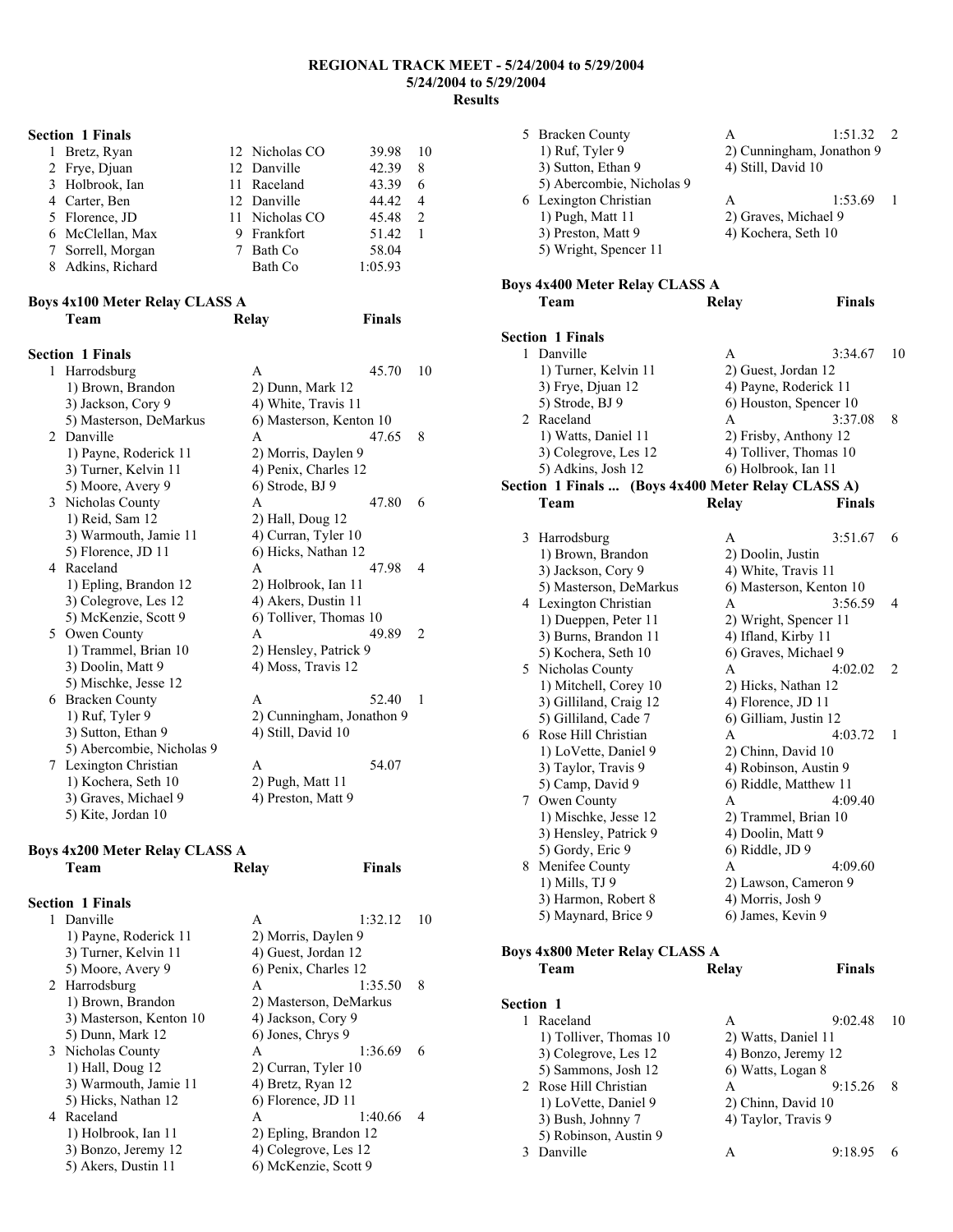# REGIONAL TRACK MEET - 5/24/2004 to 5/29/2004
## 5/24/2004 to 5/29/2004
## Results

**Section 1 Finals**

| Place | Name | Year | School | Finals | Points |
|---|---|---|---|---|---|
| 1 | Bretz, Ryan | 12 | Nicholas CO | 39.98 | 10 |
| 2 | Frye, Djuan | 12 | Danville | 42.39 | 8 |
| 3 | Holbrook, Ian | 11 | Raceland | 43.39 | 6 |
| 4 | Carter, Ben | 12 | Danville | 44.42 | 4 |
| 5 | Florence, JD | 11 | Nicholas CO | 45.48 | 2 |
| 6 | McClellan, Max | 9 | Frankfort | 51.42 | 1 |
| 7 | Sorrell, Morgan | 7 | Bath Co | 58.04 | |
| 8 | Adkins, Richard | | Bath Co | 1:05.93 | |

**Boys 4x100 Meter Relay CLASS A**

**Section 1 Finals**

| Place | Team | Relay | Finals | Points |
|---|---|---|---|---|
| 1 | Harrodsburg | A | 45.70 | 10 |
| | 1) Brown, Brandon; 2) Dunn, Mark 12; 3) Jackson, Cory 9; 4) White, Travis 11; 5) Masterson, DeMarkus; 6) Masterson, Kenton 10 | | | |
| 2 | Danville | A | 47.65 | 8 |
| | 1) Payne, Roderick 11; 2) Morris, Daylen 9; 3) Turner, Kelvin 11; 4) Penix, Charles 12; 5) Moore, Avery 9; 6) Strode, BJ 9 | | | |
| 3 | Nicholas County | A | 47.80 | 6 |
| | 1) Reid, Sam 12; 2) Hall, Doug 12; 3) Warmouth, Jamie 11; 4) Curran, Tyler 10; 5) Florence, JD 11; 6) Hicks, Nathan 12 | | | |
| 4 | Raceland | A | 47.98 | 4 |
| | 1) Epling, Brandon 12; 2) Holbrook, Ian 11; 3) Colegrove, Les 12; 4) Akers, Dustin 11; 5) McKenzie, Scott 9; 6) Tolliver, Thomas 10 | | | |
| 5 | Owen County | A | 49.89 | 2 |
| | 1) Trammel, Brian 10; 2) Hensley, Patrick 9; 3) Doolin, Matt 9; 4) Moss, Travis 12; 5) Mischke, Jesse 12 | | | |
| 6 | Bracken County | A | 52.40 | 1 |
| | 1) Ruf, Tyler 9; 2) Cunningham, Jonathon 9; 3) Sutton, Ethan 9; 4) Still, David 10; 5) Abercombie, Nicholas 9 | | | |
| 7 | Lexington Christian | A | 54.07 | |
| | 1) Kochera, Seth 10; 2) Pugh, Matt 11; 3) Graves, Michael 9; 4) Preston, Matt 9; 5) Kite, Jordan 10 | | | |

**Boys 4x200 Meter Relay CLASS A**

**Section 1 Finals**

| Place | Team | Relay | Finals | Points |
|---|---|---|---|---|
| 1 | Danville | A | 1:32.12 | 10 |
| | 1) Payne, Roderick 11; 2) Morris, Daylen 9; 3) Turner, Kelvin 11; 4) Guest, Jordan 12; 5) Moore, Avery 9; 6) Penix, Charles 12 | | | |
| 2 | Harrodsburg | A | 1:35.50 | 8 |
| | 1) Brown, Brandon; 2) Masterson, DeMarkus; 3) Masterson, Kenton 10; 4) Jackson, Cory 9; 5) Dunn, Mark 12; 6) Jones, Chrys 9 | | | |
| 3 | Nicholas County | A | 1:36.69 | 6 |
| | 1) Hall, Doug 12; 2) Curran, Tyler 10; 3) Warmouth, Jamie 11; 4) Bretz, Ryan 12; 5) Hicks, Nathan 12; 6) Florence, JD 11 | | | |
| 4 | Raceland | A | 1:40.66 | 4 |
| | 1) Holbrook, Ian 11; 2) Epling, Brandon 12; 3) Bonzo, Jeremy 12; 4) Colegrove, Les 12; 5) Akers, Dustin 11; 6) McKenzie, Scott 9 | | | |
| 5 | Bracken County | A | 1:51.32 | 2 |
| | 1) Ruf, Tyler 9; 2) Cunningham, Jonathon 9; 3) Sutton, Ethan 9; 4) Still, David 10; 5) Abercombie, Nicholas 9 | | | |
| 6 | Lexington Christian | A | 1:53.69 | 1 |
| | 1) Pugh, Matt 11; 2) Graves, Michael 9; 3) Preston, Matt 9; 4) Kochera, Seth 10; 5) Wright, Spencer 11 | | | |

**Boys 4x400 Meter Relay CLASS A**

**Section 1 Finals**

| Place | Team | Relay | Finals | Points |
|---|---|---|---|---|
| 1 | Danville | A | 3:34.67 | 10 |
| | 1) Turner, Kelvin 11; 2) Guest, Jordan 12; 3) Frye, Djuan 12; 4) Payne, Roderick 11; 5) Strode, BJ 9; 6) Houston, Spencer 10 | | | |
| 2 | Raceland | A | 3:37.08 | 8 |
| | 1) Watts, Daniel 11; 2) Frisby, Anthony 12; 3) Colegrove, Les 12; 4) Tolliver, Thomas 10; 5) Adkins, Josh 12; 6) Holbrook, Ian 11 | | | |
| 3 | Harrodsburg | A | 3:51.67 | 6 |
| | 1) Brown, Brandon; 2) Doolin, Justin; 3) Jackson, Cory 9; 4) White, Travis 11; 5) Masterson, DeMarkus; 6) Masterson, Kenton 10 | | | |
| 4 | Lexington Christian | A | 3:56.59 | 4 |
| | 1) Dueppen, Peter 11; 2) Wright, Spencer 11; 3) Burns, Brandon 11; 4) Ifland, Kirby 11; 5) Kochera, Seth 10; 6) Graves, Michael 9 | | | |
| 5 | Nicholas County | A | 4:02.02 | 2 |
| | 1) Mitchell, Corey 10; 2) Hicks, Nathan 12; 3) Gilliland, Craig 12; 4) Florence, JD 11; 5) Gilliland, Cade 7; 6) Gilliam, Justin 12 | | | |
| 6 | Rose Hill Christian | A | 4:03.72 | 1 |
| | 1) LoVette, Daniel 9; 2) Chinn, David 10; 3) Taylor, Travis 9; 4) Robinson, Austin 9; 5) Camp, David 9; 6) Riddle, Matthew 11 | | | |
| 7 | Owen County | A | 4:09.40 | |
| | 1) Mischke, Jesse 12; 2) Trammel, Brian 10; 3) Hensley, Patrick 9; 4) Doolin, Matt 9; 5) Gordy, Eric 9; 6) Riddle, JD 9 | | | |
| 8 | Menifee County | A | 4:09.60 | |
| | 1) Mills, TJ 9; 2) Lawson, Cameron 9; 3) Harmon, Robert 8; 4) Morris, Josh 9; 5) Maynard, Brice 9; 6) James, Kevin 9 | | | |

**Boys 4x800 Meter Relay CLASS A**

**Section 1**

| Place | Team | Relay | Finals | Points |
|---|---|---|---|---|
| 1 | Raceland | A | 9:02.48 | 10 |
| | 1) Tolliver, Thomas 10; 2) Watts, Daniel 11; 3) Colegrove, Les 12; 4) Bonzo, Jeremy 12; 5) Sammons, Josh 12; 6) Watts, Logan 8 | | | |
| 2 | Rose Hill Christian | A | 9:15.26 | 8 |
| | 1) LoVette, Daniel 9; 2) Chinn, David 10; 3) Bush, Johnny 7; 4) Taylor, Travis 9; 5) Robinson, Austin 9 | | | |
| 3 | Danville | A | 9:18.95 | 6 |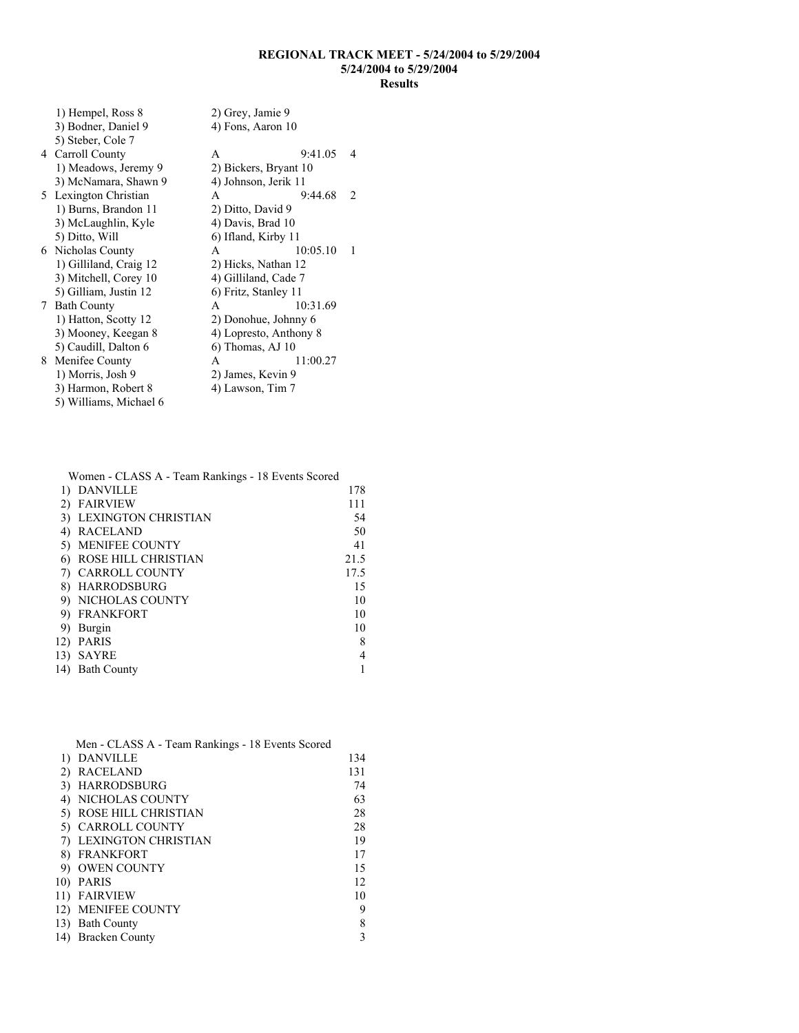**REGIONAL TRACK MEET - 5/24/2004 to 5/29/2004**
**5/24/2004 to 5/29/2004**
**Results**

| | | | | |
|---|---|---|---|---|
| | 1) Hempel, Ross 8 | 2) Grey, Jamie 9 | | |
| | 3) Bodner, Daniel 9 | 4) Fons, Aaron 10 | | |
| | 5) Steber, Cole 7 | | | |
| 4 | Carroll County | A | 9:41.05 | 4 |
| | 1) Meadows, Jeremy 9 | 2) Bickers, Bryant 10 | | |
| | 3) McNamara, Shawn 9 | 4) Johnson, Jerik 11 | | |
| 5 | Lexington Christian | A | 9:44.68 | 2 |
| | 1) Burns, Brandon 11 | 2) Ditto, David 9 | | |
| | 3) McLaughlin, Kyle | 4) Davis, Brad 10 | | |
| | 5) Ditto, Will | 6) Ifland, Kirby 11 | | |
| 6 | Nicholas County | A | 10:05.10 | 1 |
| | 1) Gilliland, Craig 12 | 2) Hicks, Nathan 12 | | |
| | 3) Mitchell, Corey 10 | 4) Gilliland, Cade 7 | | |
| | 5) Gilliam, Justin 12 | 6) Fritz, Stanley 11 | | |
| 7 | Bath County | A | 10:31.69 | |
| | 1) Hatton, Scotty 12 | 2) Donohue, Johnny 6 | | |
| | 3) Mooney, Keegan 8 | 4) Lopresto, Anthony 8 | | |
| | 5) Caudill, Dalton 6 | 6) Thomas, AJ 10 | | |
| 8 | Menifee County | A | 11:00.27 | |
| | 1) Morris, Josh 9 | 2) James, Kevin 9 | | |
| | 3) Harmon, Robert 8 | 4) Lawson, Tim 7 | | |
| | 5) Williams, Michael 6 | | | |

Women - CLASS A - Team Rankings - 18 Events Scored

| | | |
|---|---|---|
| 1) | DANVILLE | 178 |
| 2) | FAIRVIEW | 111 |
| 3) | LEXINGTON CHRISTIAN | 54 |
| 4) | RACELAND | 50 |
| 5) | MENIFEE COUNTY | 41 |
| 6) | ROSE HILL CHRISTIAN | 21.5 |
| 7) | CARROLL COUNTY | 17.5 |
| 8) | HARRODSBURG | 15 |
| 9) | NICHOLAS COUNTY | 10 |
| 9) | FRANKFORT | 10 |
| 9) | Burgin | 10 |
| 12) | PARIS | 8 |
| 13) | SAYRE | 4 |
| 14) | Bath County | 1 |

Men - CLASS A - Team Rankings - 18 Events Scored

| | | |
|---|---|---|
| 1) | DANVILLE | 134 |
| 2) | RACELAND | 131 |
| 3) | HARRODSBURG | 74 |
| 4) | NICHOLAS COUNTY | 63 |
| 5) | ROSE HILL CHRISTIAN | 28 |
| 5) | CARROLL COUNTY | 28 |
| 7) | LEXINGTON CHRISTIAN | 19 |
| 8) | FRANKFORT | 17 |
| 9) | OWEN COUNTY | 15 |
| 10) | PARIS | 12 |
| 11) | FAIRVIEW | 10 |
| 12) | MENIFEE COUNTY | 9 |
| 13) | Bath County | 8 |
| 14) | Bracken County | 3 |